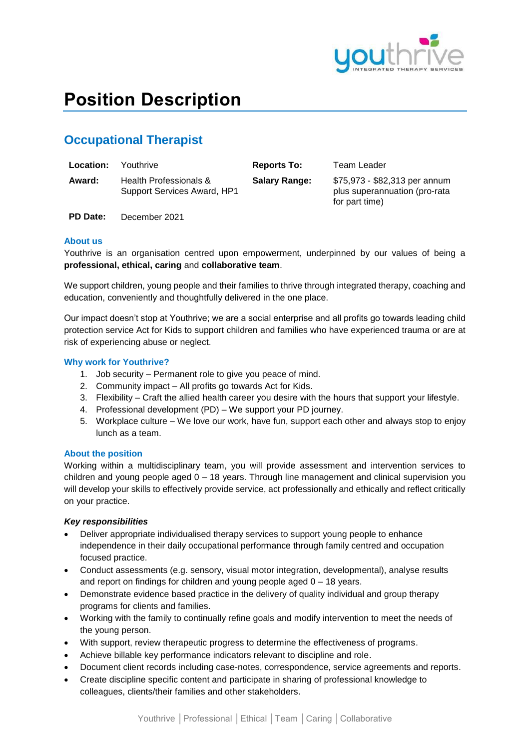# Position Description

## Occupational Therapist

| | | | |
|---|---|---|---|
| **Location:** | Youthrive | **Reports To:** | Team Leader |
| **Award:** | Health Professionals & Support Services Award, HP1 | **Salary Range:** | $75,973 - $82,313 per annum plus superannuation (pro-rata for part time) |
| **PD Date:** | December 2021 | | |

### About us

Youthrive is an organisation centred upon empowerment, underpinned by our values of being a **professional, ethical, caring** and **collaborative team**.

We support children, young people and their families to thrive through integrated therapy, coaching and education, conveniently and thoughtfully delivered in the one place.

Our impact doesn't stop at Youthrive; we are a social enterprise and all profits go towards leading child protection service Act for Kids to support children and families who have experienced trauma or are at risk of experiencing abuse or neglect.

### Why work for Youthrive?

1. Job security – Permanent role to give you peace of mind.
2. Community impact – All profits go towards Act for Kids.
3. Flexibility – Craft the allied health career you desire with the hours that support your lifestyle.
4. Professional development (PD) – We support your PD journey.
5. Workplace culture – We love our work, have fun, support each other and always stop to enjoy lunch as a team.

### About the position

Working within a multidisciplinary team, you will provide assessment and intervention services to children and young people aged 0 – 18 years. Through line management and clinical supervision you will develop your skills to effectively provide service, act professionally and ethically and reflect critically on your practice.

#### *Key responsibilities*

- Deliver appropriate individualised therapy services to support young people to enhance independence in their daily occupational performance through family centred and occupation focused practice.
- Conduct assessments (e.g. sensory, visual motor integration, developmental), analyse results and report on findings for children and young people aged 0 – 18 years.
- Demonstrate evidence based practice in the delivery of quality individual and group therapy programs for clients and families.
- Working with the family to continually refine goals and modify intervention to meet the needs of the young person.
- With support, review therapeutic progress to determine the effectiveness of programs.
- Achieve billable key performance indicators relevant to discipline and role.
- Document client records including case-notes, correspondence, service agreements and reports.
- Create discipline specific content and participate in sharing of professional knowledge to colleagues, clients/their families and other stakeholders.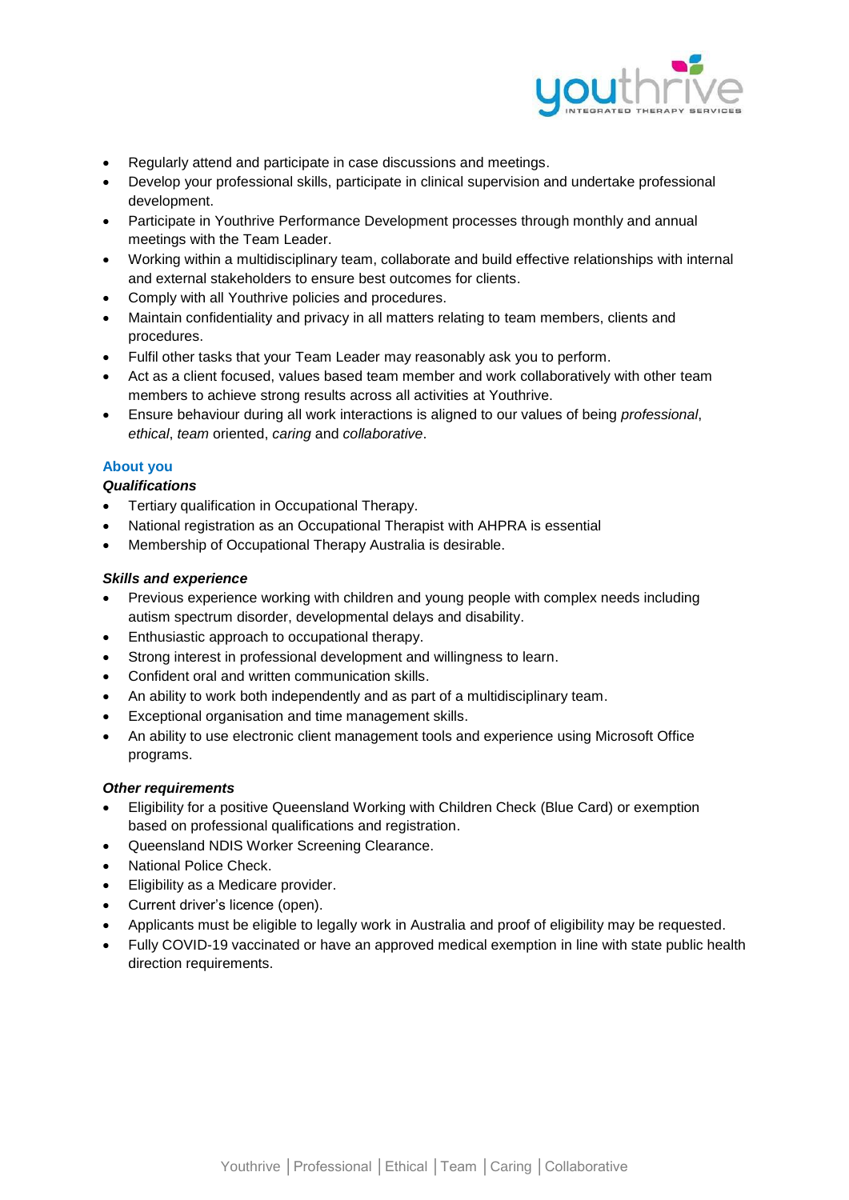- Regularly attend and participate in case discussions and meetings.
- Develop your professional skills, participate in clinical supervision and undertake professional development.
- Participate in Youthrive Performance Development processes through monthly and annual meetings with the Team Leader.
- Working within a multidisciplinary team, collaborate and build effective relationships with internal and external stakeholders to ensure best outcomes for clients.
- Comply with all Youthrive policies and procedures.
- Maintain confidentiality and privacy in all matters relating to team members, clients and procedures.
- Fulfil other tasks that your Team Leader may reasonably ask you to perform.
- Act as a client focused, values based team member and work collaboratively with other team members to achieve strong results across all activities at Youthrive.
- Ensure behaviour during all work interactions is aligned to our values of being *professional*, *ethical*, *team* oriented, *caring* and *collaborative*.

## About you

### *Qualifications*

- Tertiary qualification in Occupational Therapy.
- National registration as an Occupational Therapist with AHPRA is essential
- Membership of Occupational Therapy Australia is desirable.

### *Skills and experience*

- Previous experience working with children and young people with complex needs including autism spectrum disorder, developmental delays and disability.
- Enthusiastic approach to occupational therapy.
- Strong interest in professional development and willingness to learn.
- Confident oral and written communication skills.
- An ability to work both independently and as part of a multidisciplinary team.
- Exceptional organisation and time management skills.
- An ability to use electronic client management tools and experience using Microsoft Office programs.

### *Other requirements*

- Eligibility for a positive Queensland Working with Children Check (Blue Card) or exemption based on professional qualifications and registration.
- Queensland NDIS Worker Screening Clearance.
- National Police Check.
- Eligibility as a Medicare provider.
- Current driver's licence (open).
- Applicants must be eligible to legally work in Australia and proof of eligibility may be requested.
- Fully COVID-19 vaccinated or have an approved medical exemption in line with state public health direction requirements.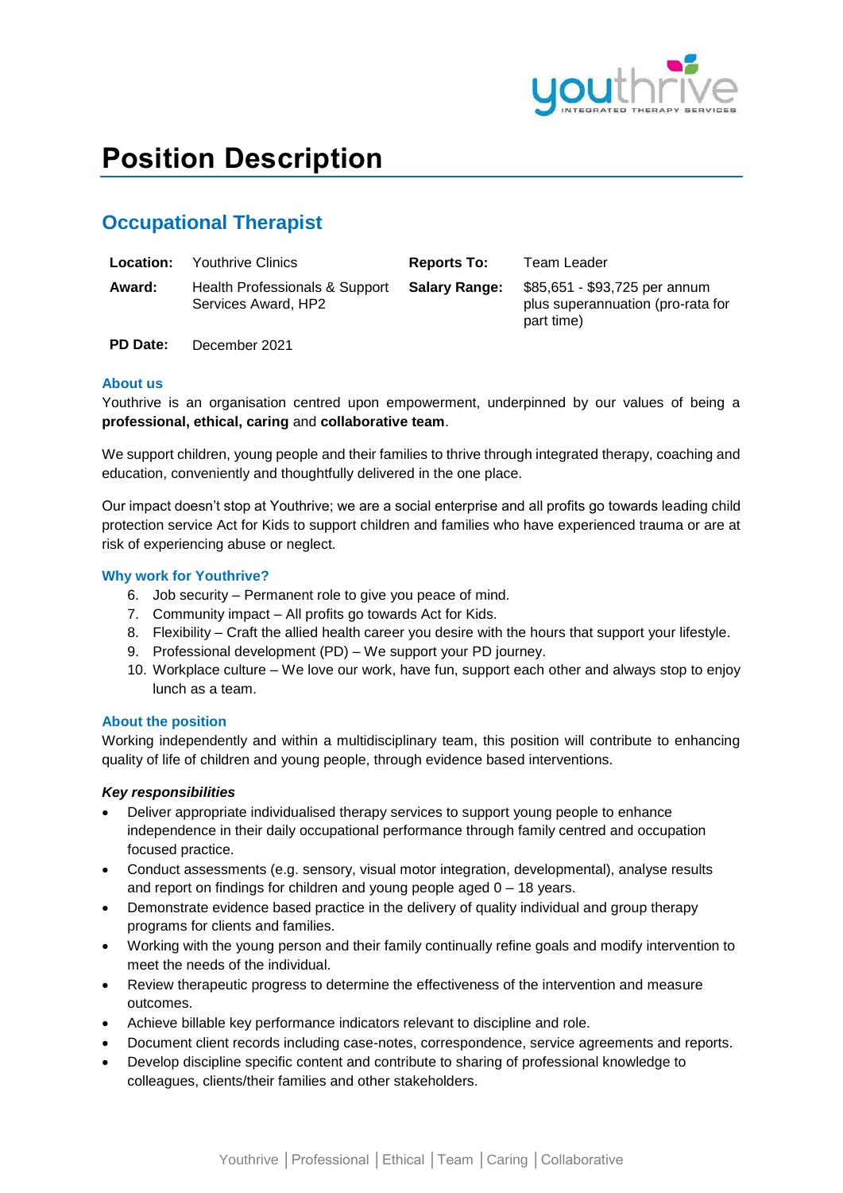# Position Description

## Occupational Therapist

| **Location:** | Youthrive Clinics | **Reports To:** | Team Leader |
|---|---|---|---|
| **Award:** | Health Professionals & Support Services Award, HP2 | **Salary Range:** | $85,651 - $93,725 per annum plus superannuation (pro-rata for part time) |
| **PD Date:** | December 2021 | | |

### About us

Youthrive is an organisation centred upon empowerment, underpinned by our values of being a **professional, ethical, caring** and **collaborative team**.

We support children, young people and their families to thrive through integrated therapy, coaching and education, conveniently and thoughtfully delivered in the one place.

Our impact doesn't stop at Youthrive; we are a social enterprise and all profits go towards leading child protection service Act for Kids to support children and families who have experienced trauma or are at risk of experiencing abuse or neglect.

### Why work for Youthrive?

6. Job security – Permanent role to give you peace of mind.
7. Community impact – All profits go towards Act for Kids.
8. Flexibility – Craft the allied health career you desire with the hours that support your lifestyle.
9. Professional development (PD) – We support your PD journey.
10. Workplace culture – We love our work, have fun, support each other and always stop to enjoy lunch as a team.

### About the position

Working independently and within a multidisciplinary team, this position will contribute to enhancing quality of life of children and young people, through evidence based interventions.

***Key responsibilities***

- Deliver appropriate individualised therapy services to support young people to enhance independence in their daily occupational performance through family centred and occupation focused practice.
- Conduct assessments (e.g. sensory, visual motor integration, developmental), analyse results and report on findings for children and young people aged 0 – 18 years.
- Demonstrate evidence based practice in the delivery of quality individual and group therapy programs for clients and families.
- Working with the young person and their family continually refine goals and modify intervention to meet the needs of the individual.
- Review therapeutic progress to determine the effectiveness of the intervention and measure outcomes.
- Achieve billable key performance indicators relevant to discipline and role.
- Document client records including case-notes, correspondence, service agreements and reports.
- Develop discipline specific content and contribute to sharing of professional knowledge to colleagues, clients/their families and other stakeholders.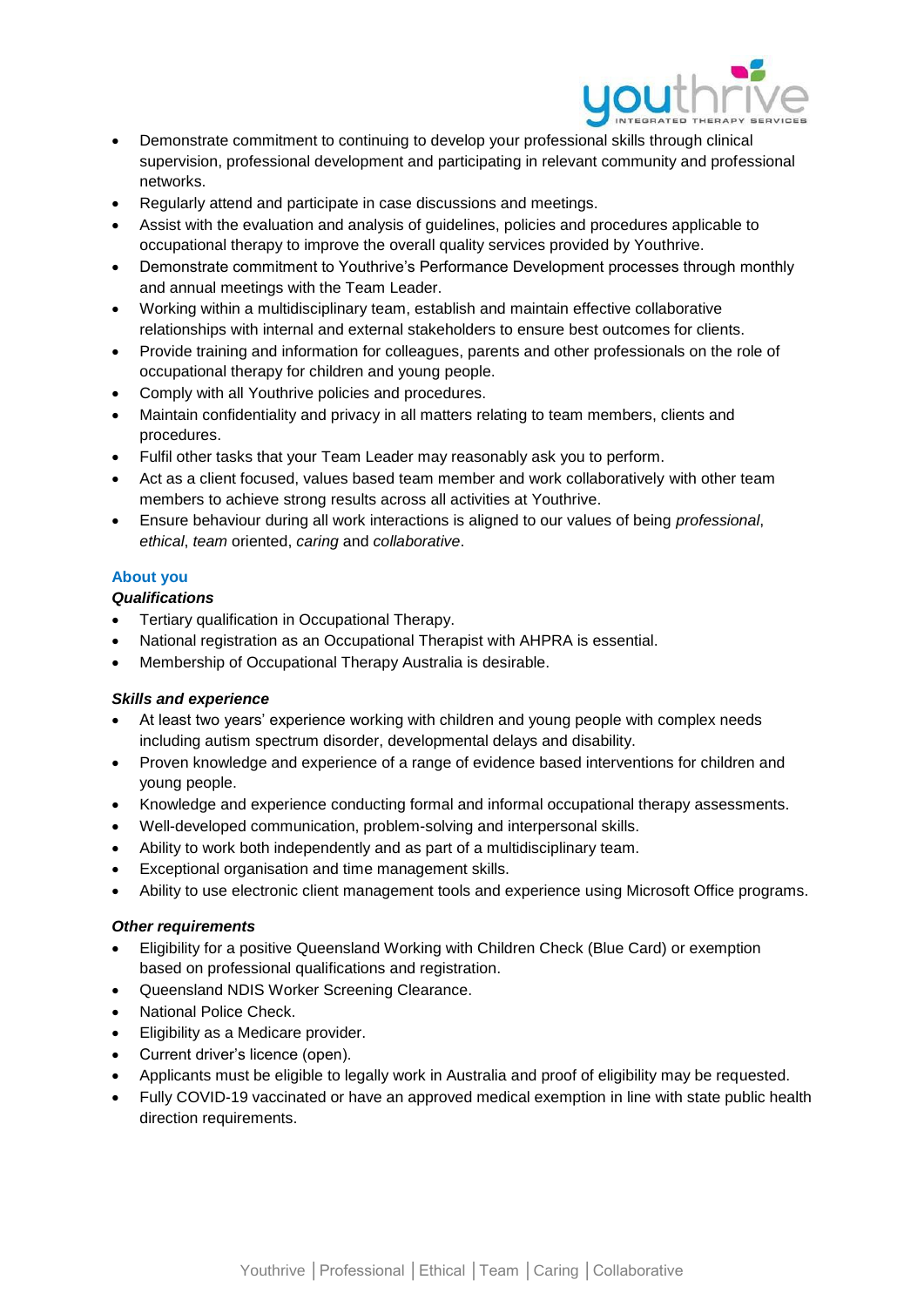- Demonstrate commitment to continuing to develop your professional skills through clinical supervision, professional development and participating in relevant community and professional networks.
- Regularly attend and participate in case discussions and meetings.
- Assist with the evaluation and analysis of guidelines, policies and procedures applicable to occupational therapy to improve the overall quality services provided by Youthrive.
- Demonstrate commitment to Youthrive's Performance Development processes through monthly and annual meetings with the Team Leader.
- Working within a multidisciplinary team, establish and maintain effective collaborative relationships with internal and external stakeholders to ensure best outcomes for clients.
- Provide training and information for colleagues, parents and other professionals on the role of occupational therapy for children and young people.
- Comply with all Youthrive policies and procedures.
- Maintain confidentiality and privacy in all matters relating to team members, clients and procedures.
- Fulfil other tasks that your Team Leader may reasonably ask you to perform.
- Act as a client focused, values based team member and work collaboratively with other team members to achieve strong results across all activities at Youthrive.
- Ensure behaviour during all work interactions is aligned to our values of being *professional*, *ethical*, *team* oriented, *caring* and *collaborative*.

## About you

### *Qualifications*

- Tertiary qualification in Occupational Therapy.
- National registration as an Occupational Therapist with AHPRA is essential.
- Membership of Occupational Therapy Australia is desirable.

### *Skills and experience*

- At least two years' experience working with children and young people with complex needs including autism spectrum disorder, developmental delays and disability.
- Proven knowledge and experience of a range of evidence based interventions for children and young people.
- Knowledge and experience conducting formal and informal occupational therapy assessments.
- Well-developed communication, problem-solving and interpersonal skills.
- Ability to work both independently and as part of a multidisciplinary team.
- Exceptional organisation and time management skills.
- Ability to use electronic client management tools and experience using Microsoft Office programs.

### *Other requirements*

- Eligibility for a positive Queensland Working with Children Check (Blue Card) or exemption based on professional qualifications and registration.
- Queensland NDIS Worker Screening Clearance.
- National Police Check.
- Eligibility as a Medicare provider.
- Current driver's licence (open).
- Applicants must be eligible to legally work in Australia and proof of eligibility may be requested.
- Fully COVID-19 vaccinated or have an approved medical exemption in line with state public health direction requirements.